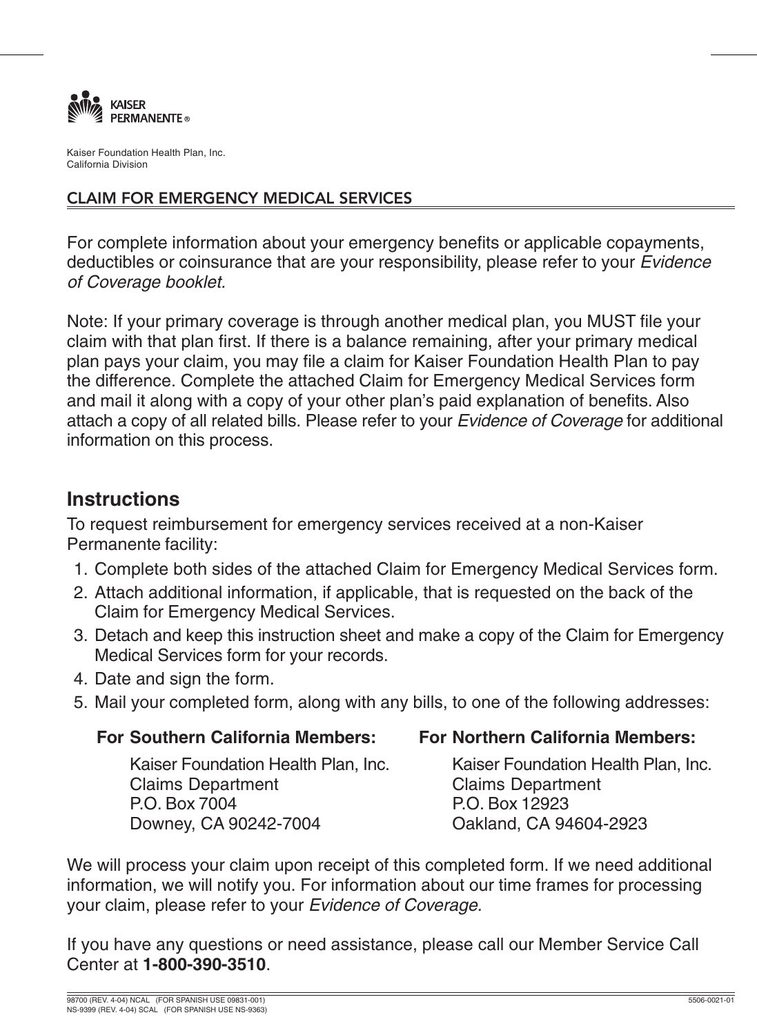KAISER PERMANENTE®

Kaiser Foundation Health Plan, Inc.
California Division

## CLAIM FOR EMERGENCY MEDICAL SERVICES

For complete information about your emergency benefits or applicable copayments, deductibles or coinsurance that are your responsibility, please refer to your *Evidence of Coverage booklet.*

Note: If your primary coverage is through another medical plan, you MUST file your claim with that plan first. If there is a balance remaining, after your primary medical plan pays your claim, you may file a claim for Kaiser Foundation Health Plan to pay the difference. Complete the attached Claim for Emergency Medical Services form and mail it along with a copy of your other plan's paid explanation of benefits. Also attach a copy of all related bills. Please refer to your *Evidence of Coverage* for additional information on this process.

## Instructions

To request reimbursement for emergency services received at a non-Kaiser Permanente facility:

1. Complete both sides of the attached Claim for Emergency Medical Services form.
2. Attach additional information, if applicable, that is requested on the back of the Claim for Emergency Medical Services.
3. Detach and keep this instruction sheet and make a copy of the Claim for Emergency Medical Services form for your records.
4. Date and sign the form.
5. Mail your completed form, along with any bills, to one of the following addresses:

**For Southern California Members:**

Kaiser Foundation Health Plan, Inc.
Claims Department
P.O. Box 7004
Downey, CA 90242-7004

**For Northern California Members:**

Kaiser Foundation Health Plan, Inc.
Claims Department
P.O. Box 12923
Oakland, CA 94604-2923

We will process your claim upon receipt of this completed form. If we need additional information, we will notify you. For information about our time frames for processing your claim, please refer to your *Evidence of Coverage.*

If you have any questions or need assistance, please call our Member Service Call Center at **1-800-390-3510**.

98700 (REV. 4-04) NCAL (FOR SPANISH USE 09831-001)
NS-9399 (REV. 4-04) SCAL (FOR SPANISH USE NS-9363)
5506-0021-01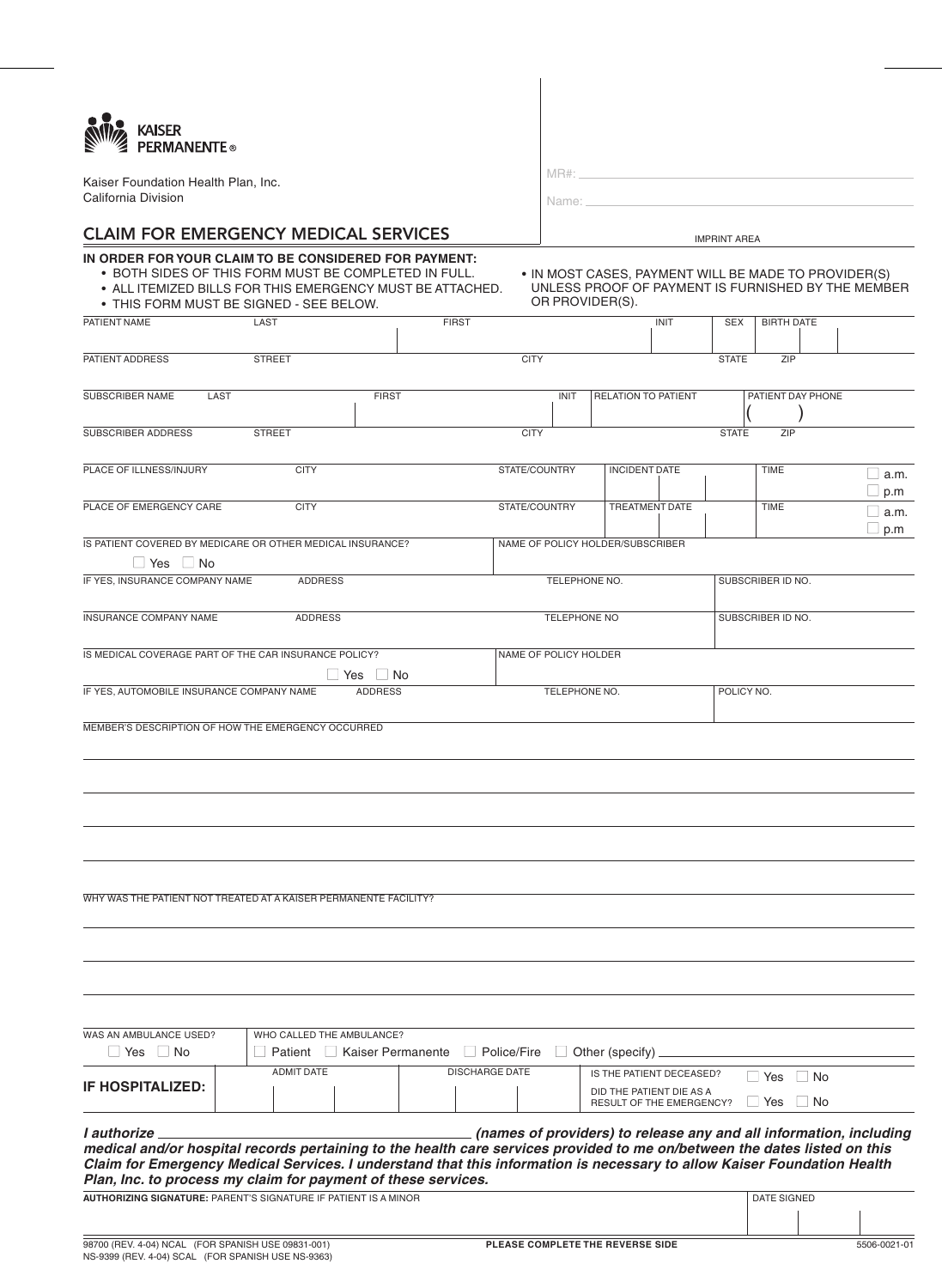**KAISER PERMANENTE®**

Kaiser Foundation Health Plan, Inc.
California Division

MR#: ______________________

Name: ______________________

IMPRINT AREA

## CLAIM FOR EMERGENCY MEDICAL SERVICES

**IN ORDER FOR YOUR CLAIM TO BE CONSIDERED FOR PAYMENT:**

- BOTH SIDES OF THIS FORM MUST BE COMPLETED IN FULL.
- ALL ITEMIZED BILLS FOR THIS EMERGENCY MUST BE ATTACHED.
- THIS FORM MUST BE SIGNED - SEE BELOW.
- IN MOST CASES, PAYMENT WILL BE MADE TO PROVIDER(S) UNLESS PROOF OF PAYMENT IS FURNISHED BY THE MEMBER OR PROVIDER(S).

| PATIENT NAME | LAST | FIRST | INIT | SEX | BIRTH DATE |
|---|---|---|---|---|---|
| | | | | | |

| PATIENT ADDRESS | STREET | CITY | STATE | ZIP |
|---|---|---|---|---|
| | | | | |

| SUBSCRIBER NAME | LAST | FIRST | INIT | RELATION TO PATIENT | PATIENT DAY PHONE |
|---|---|---|---|---|---|
| | | | | | ( ) |

| SUBSCRIBER ADDRESS | STREET | CITY | STATE | ZIP |
|---|---|---|---|---|
| | | | | |

| PLACE OF ILLNESS/INJURY | CITY | STATE/COUNTRY | INCIDENT DATE | TIME | |
|---|---|---|---|---|---|
| | | | | | ☐ a.m. ☐ p.m |

| PLACE OF EMERGENCY CARE | CITY | STATE/COUNTRY | TREATMENT DATE | TIME | |
|---|---|---|---|---|---|
| | | | | | ☐ a.m. ☐ p.m |

| IS PATIENT COVERED BY MEDICARE OR OTHER MEDICAL INSURANCE? | NAME OF POLICY HOLDER/SUBSCRIBER |
|---|---|
| ☐ Yes ☐ No | |

| IF YES, INSURANCE COMPANY NAME | ADDRESS | TELEPHONE NO. | SUBSCRIBER ID NO. |
|---|---|---|---|
| | | | |
| INSURANCE COMPANY NAME | ADDRESS | TELEPHONE NO | SUBSCRIBER ID NO. |
| | | | |

| IS MEDICAL COVERAGE PART OF THE CAR INSURANCE POLICY? | NAME OF POLICY HOLDER |
|---|---|
| ☐ Yes ☐ No | |

| IF YES, AUTOMOBILE INSURANCE COMPANY NAME | ADDRESS | TELEPHONE NO. | POLICY NO. |
|---|---|---|---|
| | | | |

MEMBER'S DESCRIPTION OF HOW THE EMERGENCY OCCURRED

_______________________________________________

_______________________________________________

_______________________________________________

_______________________________________________

WHY WAS THE PATIENT NOT TREATED AT A KAISER PERMANENTE FACILITY?

_______________________________________________

_______________________________________________

_______________________________________________

| WAS AN AMBULANCE USED? | WHO CALLED THE AMBULANCE? |
|---|---|
| ☐ Yes ☐ No | ☐ Patient ☐ Kaiser Permanente ☐ Police/Fire ☐ Other (specify) ____________ |

| **IF HOSPITALIZED:** | ADMIT DATE | DISCHARGE DATE | IS THE PATIENT DECEASED? ☐ Yes ☐ No |
|---|---|---|---|
| | | | DID THE PATIENT DIE AS A RESULT OF THE EMERGENCY? ☐ Yes ☐ No |

***I authorize ______________________ (names of providers) to release any and all information, including medical and/or hospital records pertaining to the health care services provided to me on/between the dates listed on this Claim for Emergency Medical Services. I understand that this information is necessary to allow Kaiser Foundation Health Plan, Inc. to process my claim for payment of these services.***

| **AUTHORIZING SIGNATURE:** PARENT'S SIGNATURE IF PATIENT IS A MINOR | DATE SIGNED |
|---|---|
| | |

98700 (REV. 4-04) NCAL (FOR SPANISH USE 09831-001)
NS-9399 (REV. 4-04) SCAL (FOR SPANISH USE NS-9363)

**PLEASE COMPLETE THE REVERSE SIDE**

5506-0021-01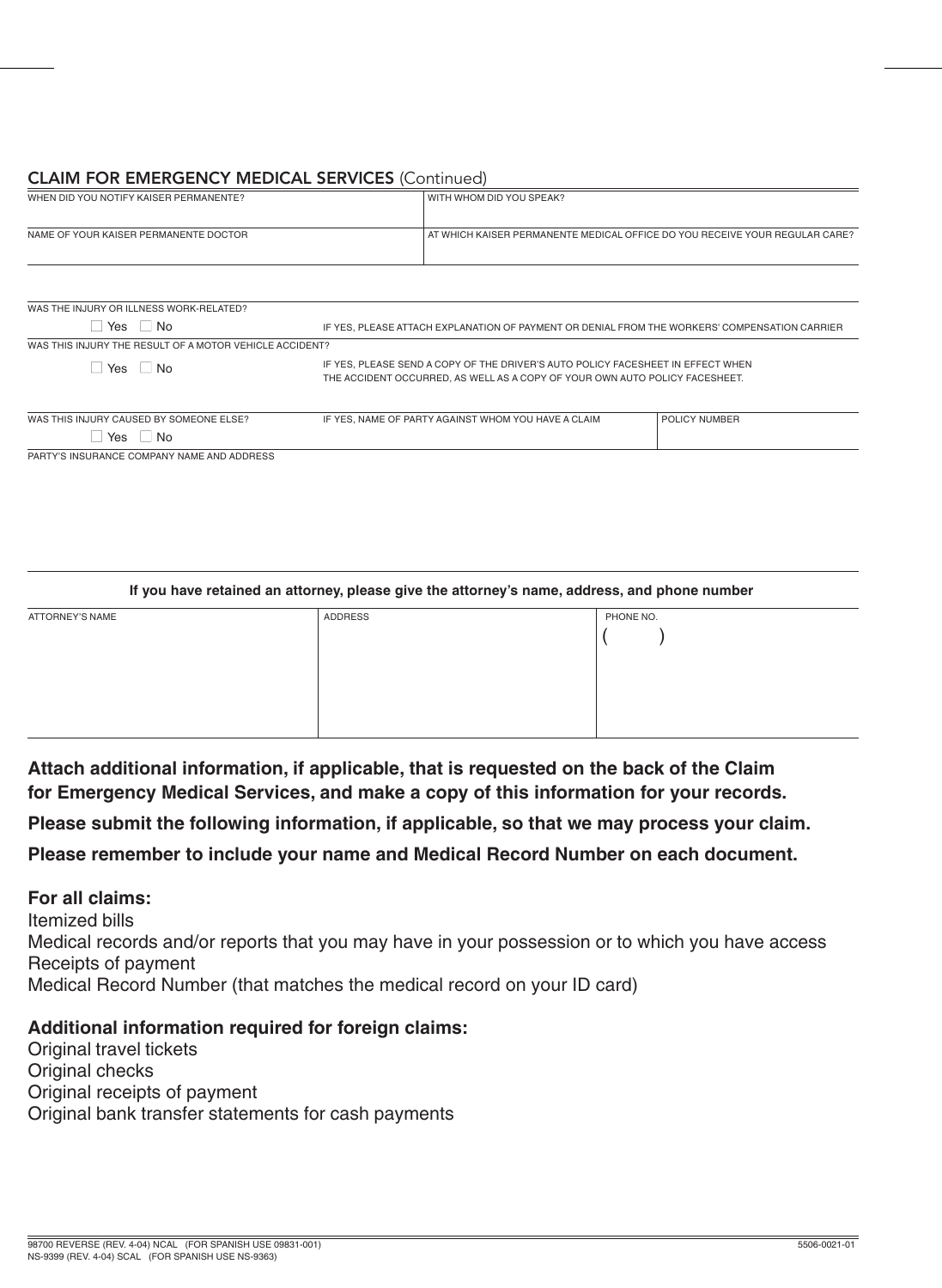## CLAIM FOR EMERGENCY MEDICAL SERVICES (Continued)

| WHEN DID YOU NOTIFY KAISER PERMANENTE? | WITH WHOM DID YOU SPEAK? |
|---|---|
| NAME OF YOUR KAISER PERMANENTE DOCTOR | AT WHICH KAISER PERMANENTE MEDICAL OFFICE DO YOU RECEIVE YOUR REGULAR CARE? |

WAS THE INJURY OR ILLNESS WORK-RELATED?

☐ Yes ☐ No — IF YES, PLEASE ATTACH EXPLANATION OF PAYMENT OR DENIAL FROM THE WORKERS' COMPENSATION CARRIER

WAS THIS INJURY THE RESULT OF A MOTOR VEHICLE ACCIDENT?

☐ Yes ☐ No — IF YES, PLEASE SEND A COPY OF THE DRIVER'S AUTO POLICY FACESHEET IN EFFECT WHEN THE ACCIDENT OCCURRED, AS WELL AS A COPY OF YOUR OWN AUTO POLICY FACESHEET.

| WAS THIS INJURY CAUSED BY SOMEONE ELSE? | IF YES, NAME OF PARTY AGAINST WHOM YOU HAVE A CLAIM | POLICY NUMBER |
|---|---|---|
| ☐ Yes ☐ No | | |

PARTY'S INSURANCE COMPANY NAME AND ADDRESS

**If you have retained an attorney, please give the attorney's name, address, and phone number**

| ATTORNEY'S NAME | ADDRESS | PHONE NO. |
|---|---|---|
| | | ( ) |

**Attach additional information, if applicable, that is requested on the back of the Claim for Emergency Medical Services, and make a copy of this information for your records.**

**Please submit the following information, if applicable, so that we may process your claim.**

**Please remember to include your name and Medical Record Number on each document.**

**For all claims:**

Itemized bills
Medical records and/or reports that you may have in your possession or to which you have access
Receipts of payment
Medical Record Number (that matches the medical record on your ID card)

**Additional information required for foreign claims:**

Original travel tickets
Original checks
Original receipts of payment
Original bank transfer statements for cash payments

98700 REVERSE (REV. 4-04) NCAL (FOR SPANISH USE 09831-001)
NS-9399 (REV. 4-04) SCAL (FOR SPANISH USE NS-9363)

5506-0021-01